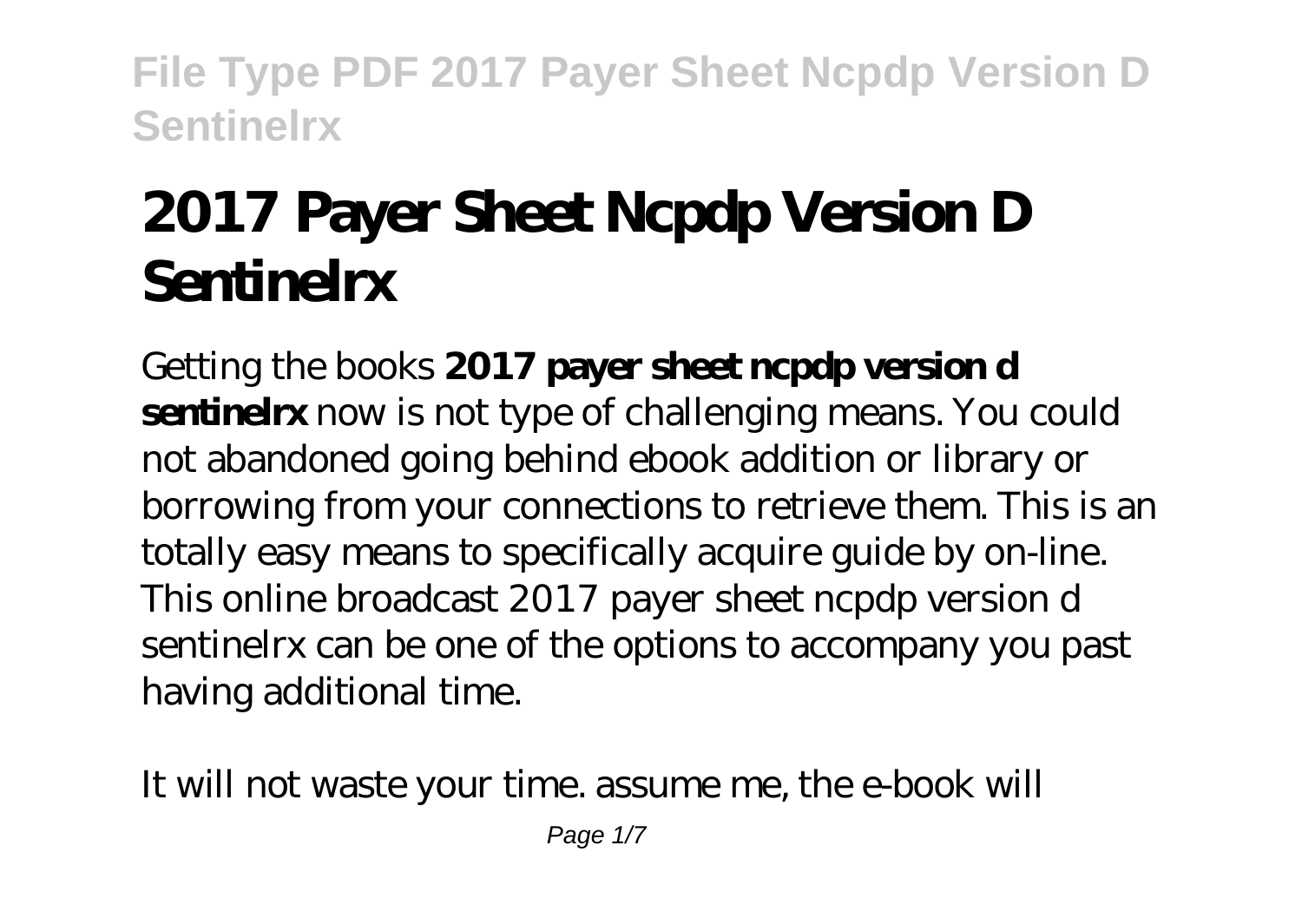# 2017 Payer Sheet Ncpdp Version D Sentinelrx

Getting the books **2017 payer sheet ncpdp version d sentinelrx** now is not type of challenging means. You could not abandoned going behind ebook addition or library or borrowing from your connections to retrieve them. This is an totally easy means to specifically acquire guide by on-line. This online broadcast 2017 payer sheet ncpdp version d sentinelrx can be one of the options to accompany you past having additional time.

It will not waste your time. assume me, the e-book will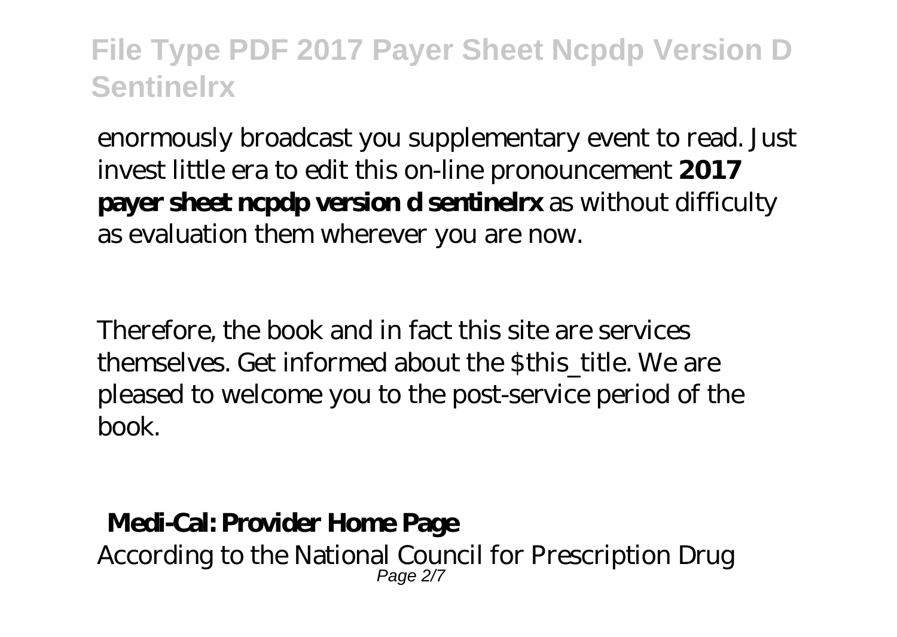enormously broadcast you supplementary event to read. Just invest little era to edit this on-line pronouncement **2017 payer sheet ncpdp version d sentinelrx** as without difficulty as evaluation them wherever you are now.

Therefore, the book and in fact this site are services themselves. Get informed about the $this_title. We are pleased to welcome you to the post-service period of the book.

## Medi-Cal: Provider Home Page

According to the National Council for Prescription Drug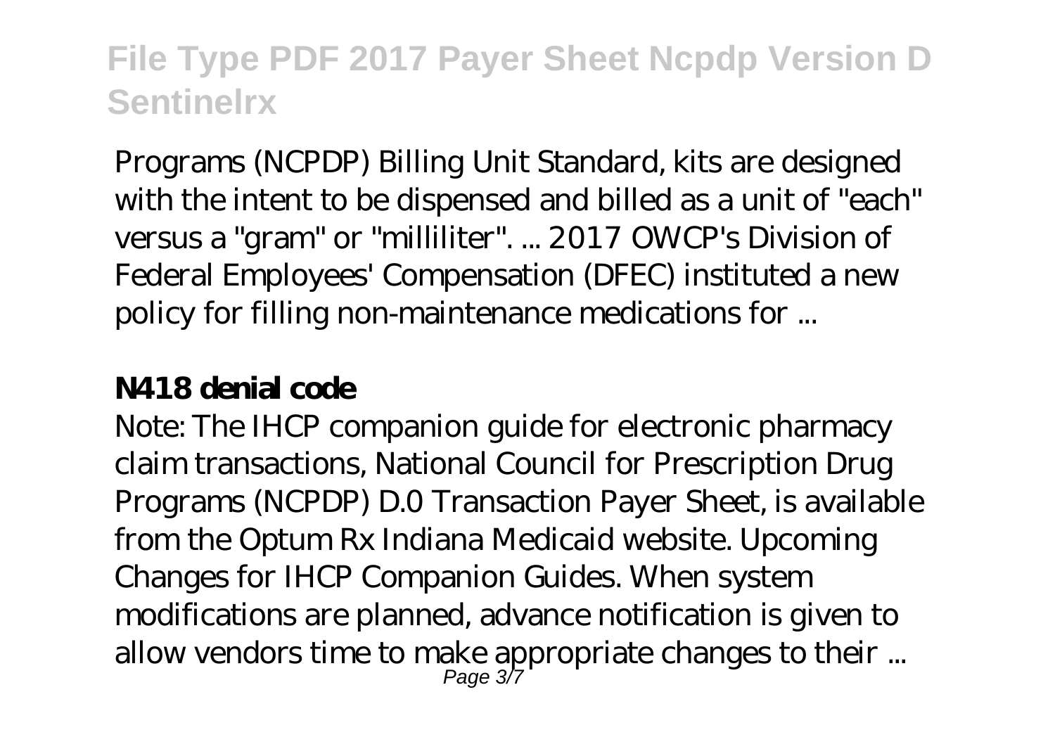Programs (NCPDP) Billing Unit Standard, kits are designed with the intent to be dispensed and billed as a unit of "each" versus a "gram" or "milliliter". ... 2017 OWCP's Division of Federal Employees' Compensation (DFEC) instituted a new policy for filling non-maintenance medications for ...

**N418 denial code**

Note: The IHCP companion guide for electronic pharmacy claim transactions, National Council for Prescription Drug Programs (NCPDP) D.0 Transaction Payer Sheet, is available from the Optum Rx Indiana Medicaid website. Upcoming Changes for IHCP Companion Guides. When system modifications are planned, advance notification is given to allow vendors time to make appropriate changes to their ...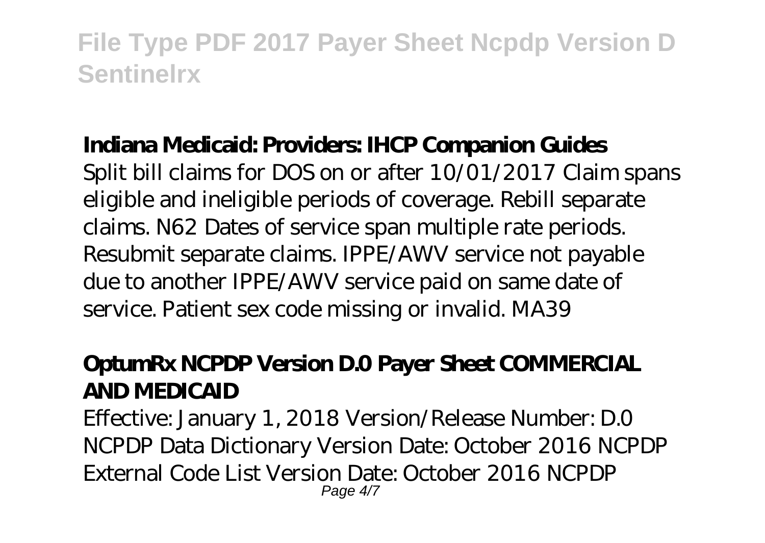## Indiana Medicaid: Providers: IHCP Companion Guides

Split bill claims for DOS on or after 10/01/2017 Claim spans eligible and ineligible periods of coverage. Rebill separate claims. N62 Dates of service span multiple rate periods. Resubmit separate claims. IPPE/AWV service not payable due to another IPPE/AWV service paid on same date of service. Patient sex code missing or invalid. MA39

## OptumRx NCPDP Version D.0 Payer Sheet COMMERCIAL AND MEDICAID

Effective: January 1, 2018 Version/Release Number: D.0 NCPDP Data Dictionary Version Date: October 2016 NCPDP External Code List Version Date: October 2016 NCPDP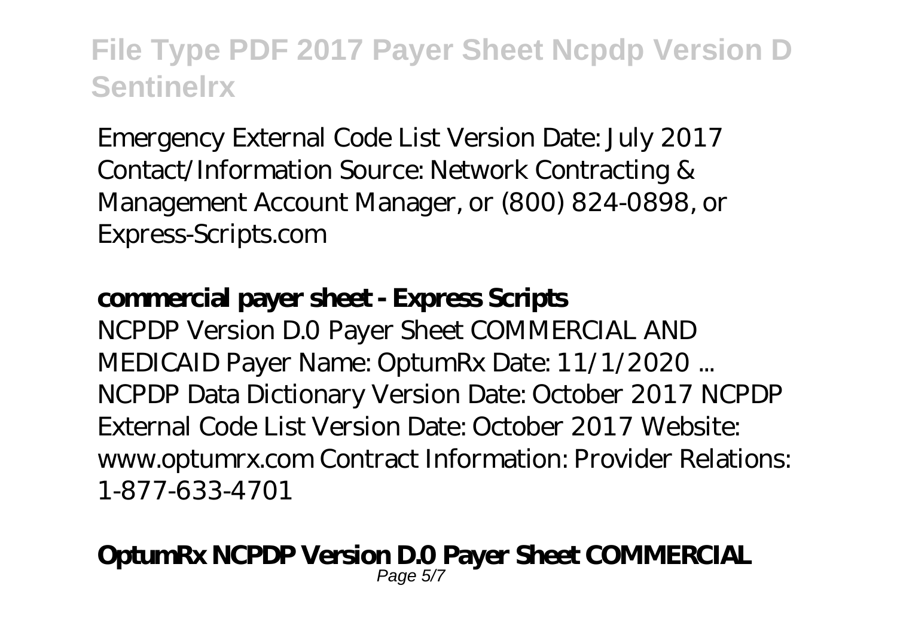Emergency External Code List Version Date: July 2017 Contact/Information Source: Network Contracting & Management Account Manager, or (800) 824-0898, or Express-Scripts.com

**commercial payer sheet - Express Scripts**

NCPDP Version D.0 Payer Sheet COMMERCIAL AND MEDICAID Payer Name: OptumRx Date: 11/1/2020 ... NCPDP Data Dictionary Version Date: October 2017 NCPDP External Code List Version Date: October 2017 Website: www.optumrx.com Contract Information: Provider Relations: 1-877-633-4701

**OptumRx NCPDP Version D.0 Payer Sheet COMMERCIAL**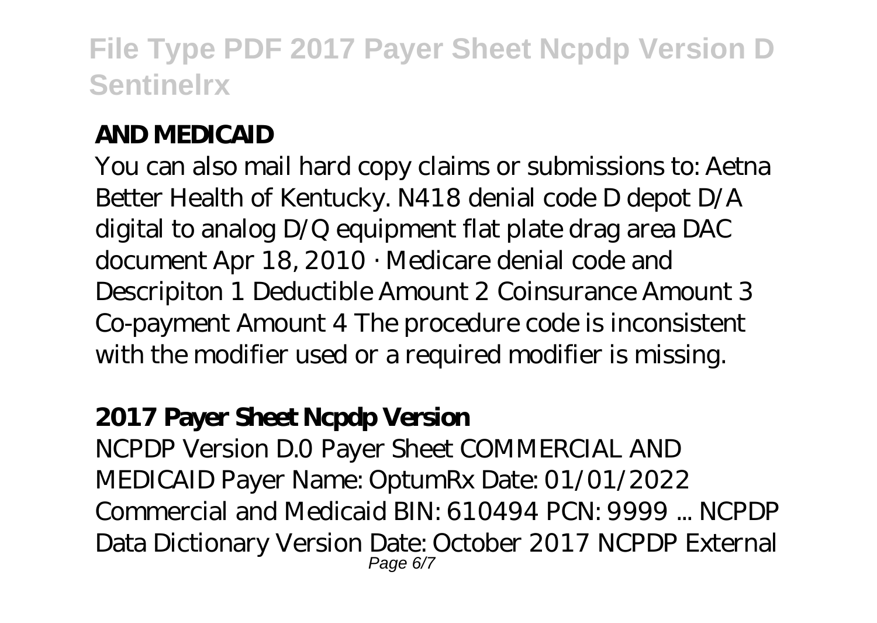## AND MEDICAID

You can also mail hard copy claims or submissions to: Aetna Better Health of Kentucky. N418 denial code D depot D/A digital to analog D/Q equipment flat plate drag area DAC document Apr 18, 2010 · Medicare denial code and Descripiton 1 Deductible Amount 2 Coinsurance Amount 3 Co-payment Amount 4 The procedure code is inconsistent with the modifier used or a required modifier is missing.

## 2017 Payer Sheet Ncpdp Version

NCPDP Version D.0 Payer Sheet COMMERCIAL AND MEDICAID Payer Name: OptumRx Date: 01/01/2022 Commercial and Medicaid BIN: 610494 PCN: 9999 ... NCPDP Data Dictionary Version Date: October 2017 NCPDP External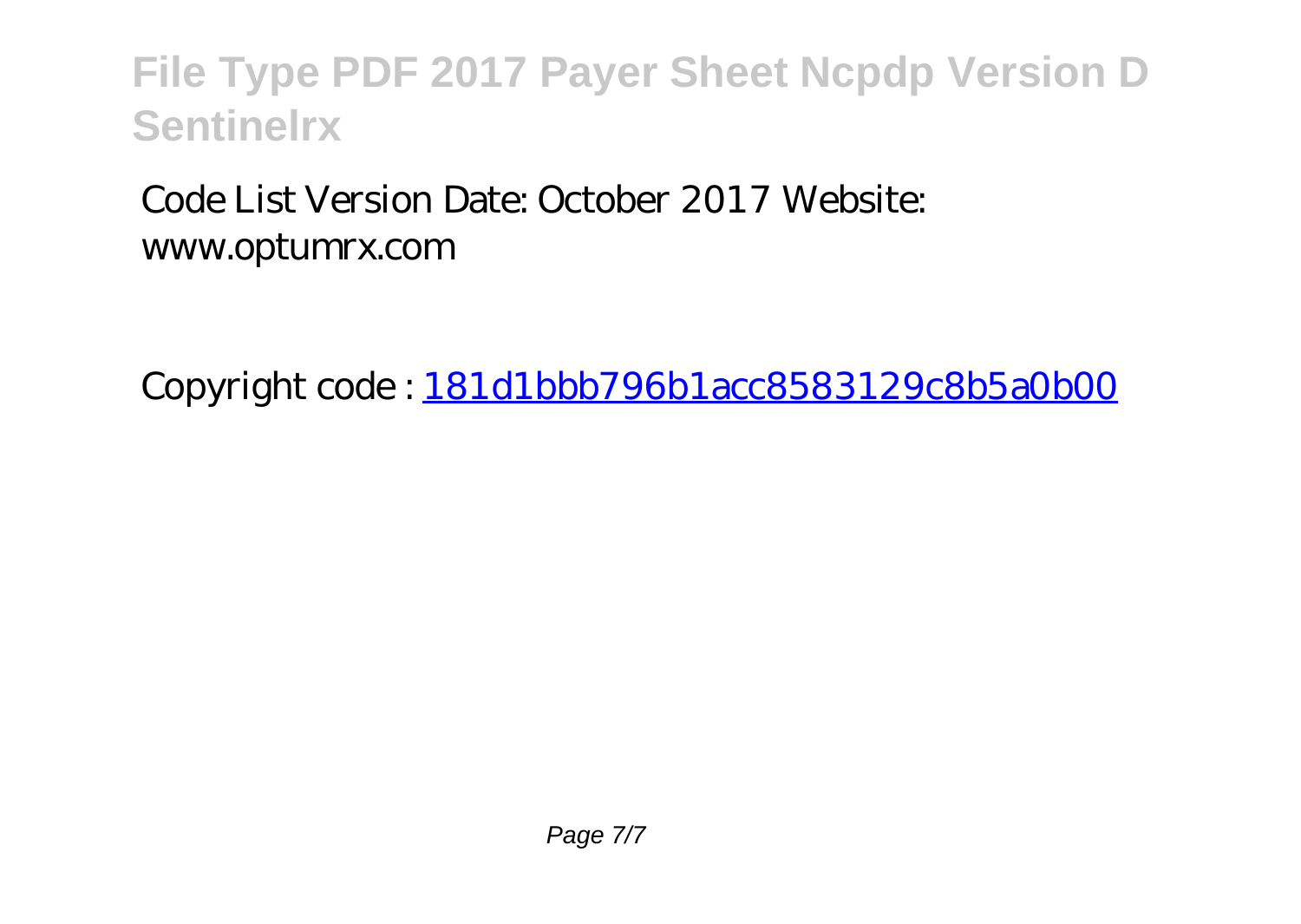Code List Version Date: October 2017 Website: www.optumrx.com

Copyright code : [181d1bbb796b1acc8583129c8b5a0b00]